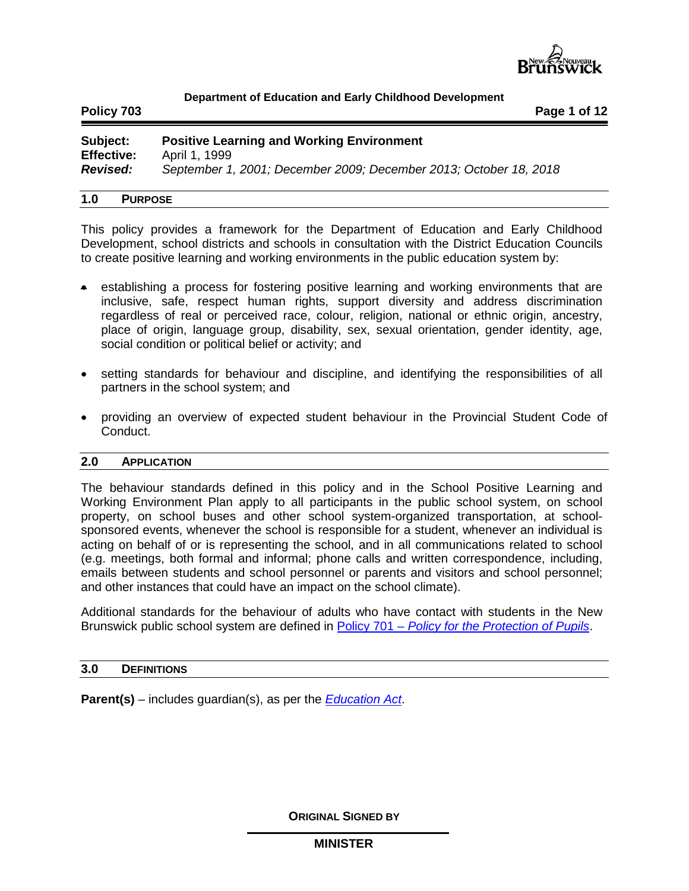**Department of Education and Early Childhood Development**

**Policy 703**

| | |
|---|---|
| **Subject:** | **Positive Learning and Working Environment** |
| **Effective:** | April 1, 1999 |
| ***Revised:*** | *September 1, 2001; December 2009; December 2013; October 18, 2018* |

## 1.0 PURPOSE

This policy provides a framework for the Department of Education and Early Childhood Development, school districts and schools in consultation with the District Education Councils to create positive learning and working environments in the public education system by:

- establishing a process for fostering positive learning and working environments that are inclusive, safe, respect human rights, support diversity and address discrimination regardless of real or perceived race, colour, religion, national or ethnic origin, ancestry, place of origin, language group, disability, sex, sexual orientation, gender identity, age, social condition or political belief or activity; and
- setting standards for behaviour and discipline, and identifying the responsibilities of all partners in the school system; and
- providing an overview of expected student behaviour in the Provincial Student Code of Conduct.

## 2.0 APPLICATION

The behaviour standards defined in this policy and in the School Positive Learning and Working Environment Plan apply to all participants in the public school system, on school property, on school buses and other school system-organized transportation, at school-sponsored events, whenever the school is responsible for a student, whenever an individual is acting on behalf of or is representing the school, and in all communications related to school (e.g. meetings, both formal and informal; phone calls and written correspondence, including, emails between students and school personnel or parents and visitors and school personnel; and other instances that could have an impact on the school climate).

Additional standards for the behaviour of adults who have contact with students in the New Brunswick public school system are defined in Policy 701 – *Policy for the Protection of Pupils*.

## 3.0 DEFINITIONS

**Parent(s)** – includes guardian(s), as per the *Education Act*.

**ORIGINAL SIGNED BY**

**MINISTER**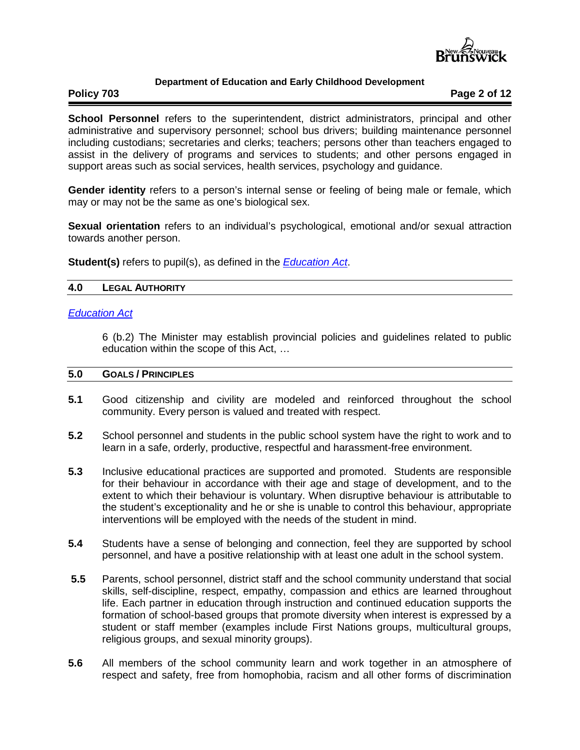**School Personnel** refers to the superintendent, district administrators, principal and other administrative and supervisory personnel; school bus drivers; building maintenance personnel including custodians; secretaries and clerks; teachers; persons other than teachers engaged to assist in the delivery of programs and services to students; and other persons engaged in support areas such as social services, health services, psychology and guidance.

**Gender identity** refers to a person's internal sense or feeling of being male or female, which may or may not be the same as one's biological sex.

**Sexual orientation** refers to an individual's psychological, emotional and/or sexual attraction towards another person.

**Student(s)** refers to pupil(s), as defined in the *Education Act*.

## 4.0 LEGAL AUTHORITY

*Education Act*

> 6 (b.2) The Minister may establish provincial policies and guidelines related to public education within the scope of this Act, …

## 5.0 GOALS / PRINCIPLES

**5.1** Good citizenship and civility are modeled and reinforced throughout the school community. Every person is valued and treated with respect.

**5.2** School personnel and students in the public school system have the right to work and to learn in a safe, orderly, productive, respectful and harassment-free environment.

**5.3** Inclusive educational practices are supported and promoted. Students are responsible for their behaviour in accordance with their age and stage of development, and to the extent to which their behaviour is voluntary. When disruptive behaviour is attributable to the student's exceptionality and he or she is unable to control this behaviour, appropriate interventions will be employed with the needs of the student in mind.

**5.4** Students have a sense of belonging and connection, feel they are supported by school personnel, and have a positive relationship with at least one adult in the school system.

**5.5** Parents, school personnel, district staff and the school community understand that social skills, self-discipline, respect, empathy, compassion and ethics are learned throughout life. Each partner in education through instruction and continued education supports the formation of school-based groups that promote diversity when interest is expressed by a student or staff member (examples include First Nations groups, multicultural groups, religious groups, and sexual minority groups).

**5.6** All members of the school community learn and work together in an atmosphere of respect and safety, free from homophobia, racism and all other forms of discrimination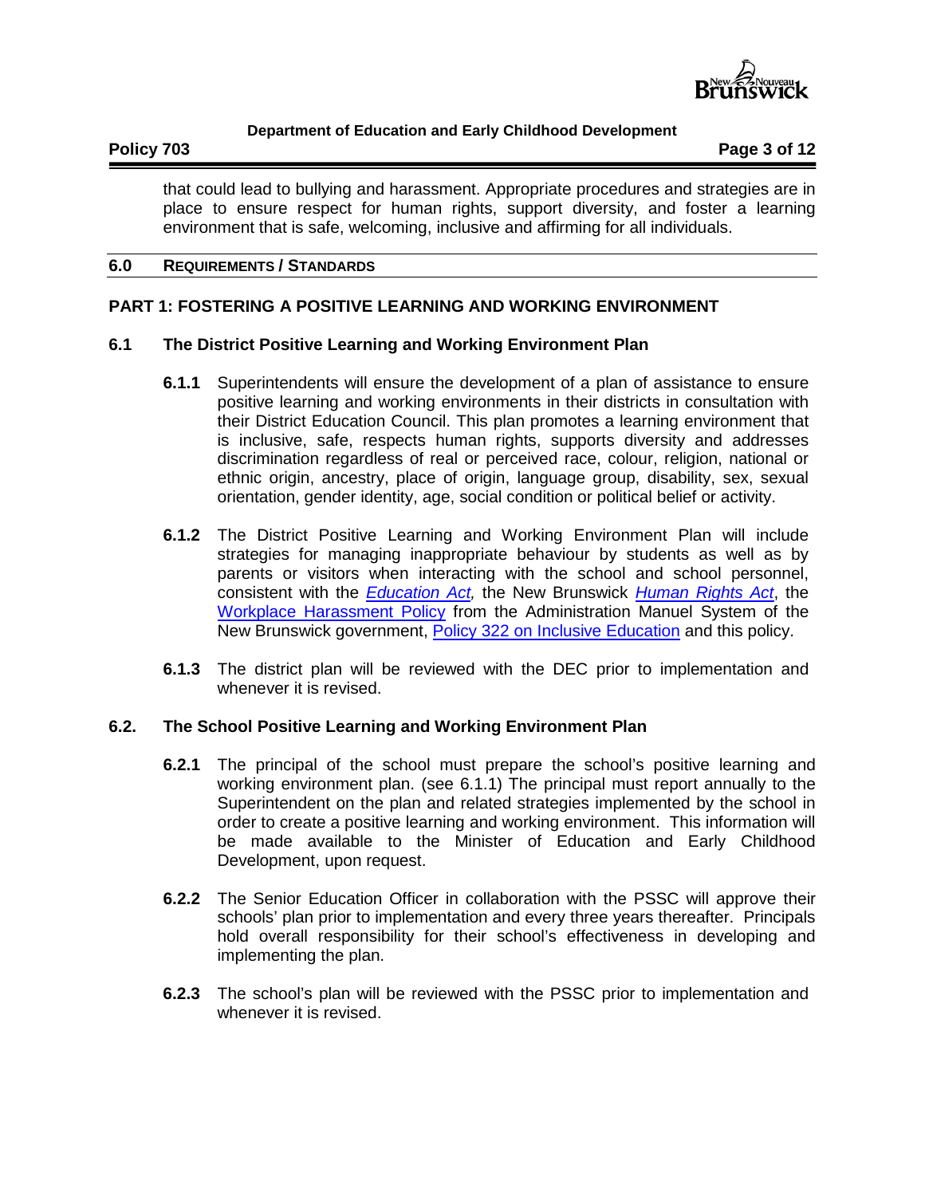that could lead to bullying and harassment. Appropriate procedures and strategies are in place to ensure respect for human rights, support diversity, and foster a learning environment that is safe, welcoming, inclusive and affirming for all individuals.

## 6.0 REQUIREMENTS / STANDARDS

### PART 1: FOSTERING A POSITIVE LEARNING AND WORKING ENVIRONMENT

### 6.1 The District Positive Learning and Working Environment Plan

**6.1.1** Superintendents will ensure the development of a plan of assistance to ensure positive learning and working environments in their districts in consultation with their District Education Council. This plan promotes a learning environment that is inclusive, safe, respects human rights, supports diversity and addresses discrimination regardless of real or perceived race, colour, religion, national or ethnic origin, ancestry, place of origin, language group, disability, sex, sexual orientation, gender identity, age, social condition or political belief or activity.

**6.1.2** The District Positive Learning and Working Environment Plan will include strategies for managing inappropriate behaviour by students as well as by parents or visitors when interacting with the school and school personnel, consistent with the *Education Act,* the New Brunswick *Human Rights Act*, the Workplace Harassment Policy from the Administration Manuel System of the New Brunswick government, Policy 322 on Inclusive Education and this policy.

**6.1.3** The district plan will be reviewed with the DEC prior to implementation and whenever it is revised.

### 6.2. The School Positive Learning and Working Environment Plan

**6.2.1** The principal of the school must prepare the school's positive learning and working environment plan. (see 6.1.1) The principal must report annually to the Superintendent on the plan and related strategies implemented by the school in order to create a positive learning and working environment. This information will be made available to the Minister of Education and Early Childhood Development, upon request.

**6.2.2** The Senior Education Officer in collaboration with the PSSC will approve their schools' plan prior to implementation and every three years thereafter. Principals hold overall responsibility for their school's effectiveness in developing and implementing the plan.

**6.2.3** The school's plan will be reviewed with the PSSC prior to implementation and whenever it is revised.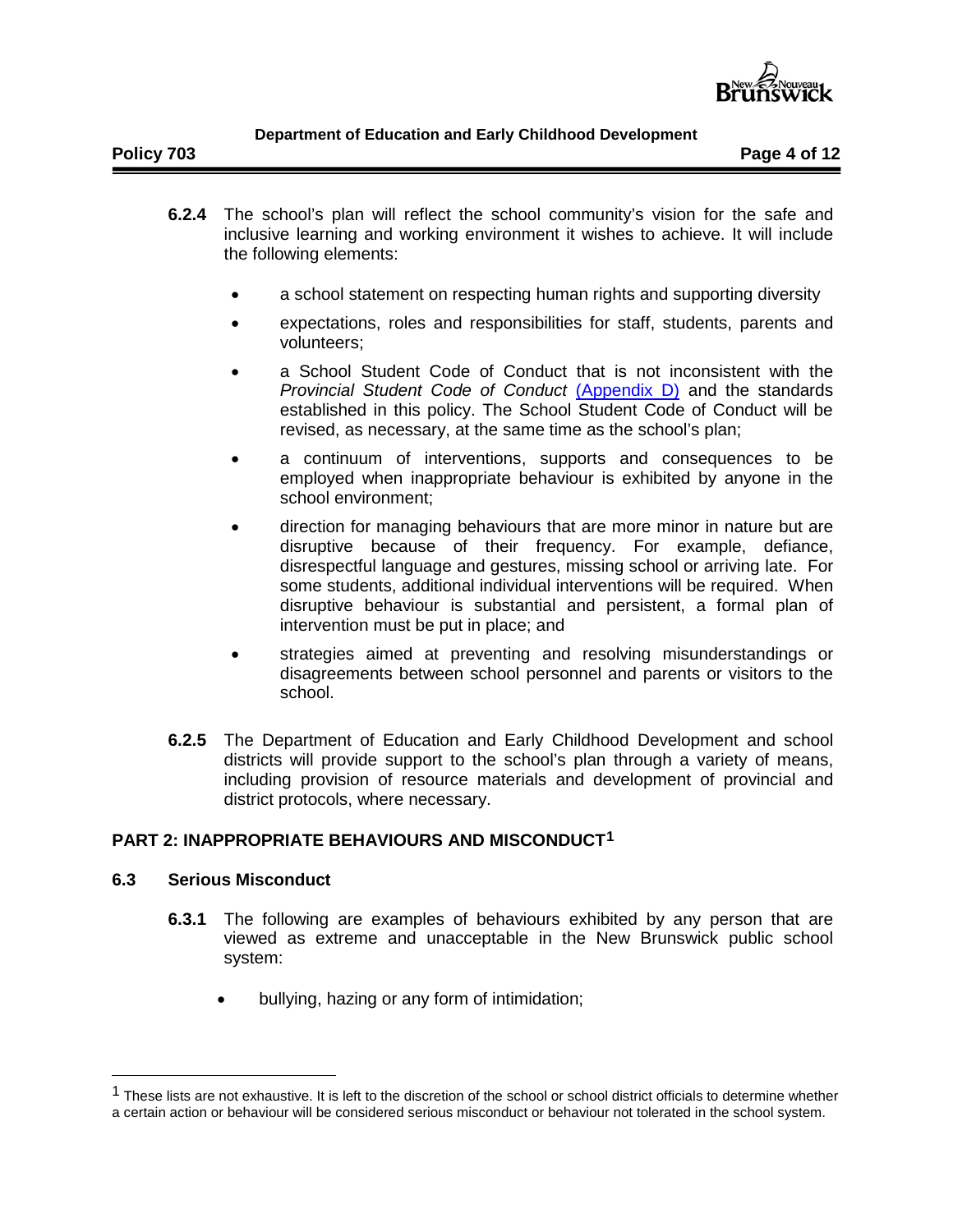**6.2.4** The school's plan will reflect the school community's vision for the safe and inclusive learning and working environment it wishes to achieve. It will include the following elements:

- a school statement on respecting human rights and supporting diversity
- expectations, roles and responsibilities for staff, students, parents and volunteers;
- a School Student Code of Conduct that is not inconsistent with the *Provincial Student Code of Conduct* (Appendix D) and the standards established in this policy. The School Student Code of Conduct will be revised, as necessary, at the same time as the school's plan;
- a continuum of interventions, supports and consequences to be employed when inappropriate behaviour is exhibited by anyone in the school environment;
- direction for managing behaviours that are more minor in nature but are disruptive because of their frequency. For example, defiance, disrespectful language and gestures, missing school or arriving late. For some students, additional individual interventions will be required. When disruptive behaviour is substantial and persistent, a formal plan of intervention must be put in place; and
- strategies aimed at preventing and resolving misunderstandings or disagreements between school personnel and parents or visitors to the school.

**6.2.5** The Department of Education and Early Childhood Development and school districts will provide support to the school's plan through a variety of means, including provision of resource materials and development of provincial and district protocols, where necessary.

## PART 2: INAPPROPRIATE BEHAVIOURS AND MISCONDUCT[1]

### 6.3 Serious Misconduct

**6.3.1** The following are examples of behaviours exhibited by any person that are viewed as extreme and unacceptable in the New Brunswick public school system:

- bullying, hazing or any form of intimidation;

---

[1] These lists are not exhaustive. It is left to the discretion of the school or school district officials to determine whether a certain action or behaviour will be considered serious misconduct or behaviour not tolerated in the school system.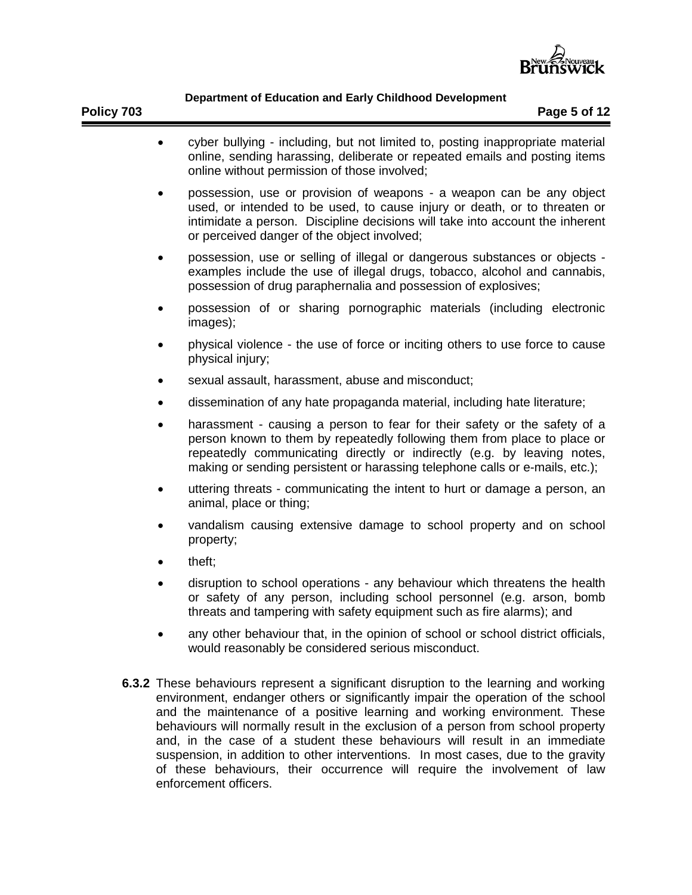- cyber bullying - including, but not limited to, posting inappropriate material online, sending harassing, deliberate or repeated emails and posting items online without permission of those involved;
- possession, use or provision of weapons - a weapon can be any object used, or intended to be used, to cause injury or death, or to threaten or intimidate a person. Discipline decisions will take into account the inherent or perceived danger of the object involved;
- possession, use or selling of illegal or dangerous substances or objects - examples include the use of illegal drugs, tobacco, alcohol and cannabis, possession of drug paraphernalia and possession of explosives;
- possession of or sharing pornographic materials (including electronic images);
- physical violence - the use of force or inciting others to use force to cause physical injury;
- sexual assault, harassment, abuse and misconduct;
- dissemination of any hate propaganda material, including hate literature;
- harassment - causing a person to fear for their safety or the safety of a person known to them by repeatedly following them from place to place or repeatedly communicating directly or indirectly (e.g. by leaving notes, making or sending persistent or harassing telephone calls or e-mails, etc.);
- uttering threats - communicating the intent to hurt or damage a person, an animal, place or thing;
- vandalism causing extensive damage to school property and on school property;
- theft;
- disruption to school operations - any behaviour which threatens the health or safety of any person, including school personnel (e.g. arson, bomb threats and tampering with safety equipment such as fire alarms); and
- any other behaviour that, in the opinion of school or school district officials, would reasonably be considered serious misconduct.

**6.3.2** These behaviours represent a significant disruption to the learning and working environment, endanger others or significantly impair the operation of the school and the maintenance of a positive learning and working environment. These behaviours will normally result in the exclusion of a person from school property and, in the case of a student these behaviours will result in an immediate suspension, in addition to other interventions. In most cases, due to the gravity of these behaviours, their occurrence will require the involvement of law enforcement officers.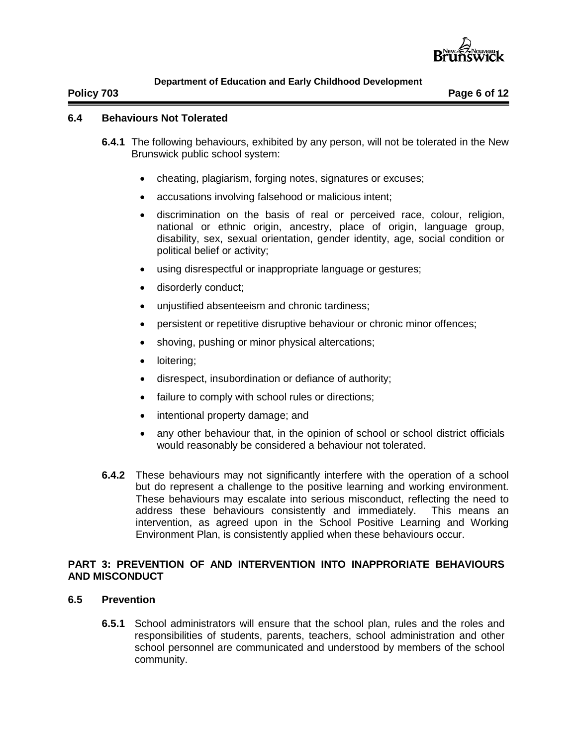### 6.4 Behaviours Not Tolerated

**6.4.1** The following behaviours, exhibited by any person, will not be tolerated in the New Brunswick public school system:

- cheating, plagiarism, forging notes, signatures or excuses;
- accusations involving falsehood or malicious intent;
- discrimination on the basis of real or perceived race, colour, religion, national or ethnic origin, ancestry, place of origin, language group, disability, sex, sexual orientation, gender identity, age, social condition or political belief or activity;
- using disrespectful or inappropriate language or gestures;
- disorderly conduct;
- unjustified absenteeism and chronic tardiness;
- persistent or repetitive disruptive behaviour or chronic minor offences;
- shoving, pushing or minor physical altercations;
- loitering;
- disrespect, insubordination or defiance of authority;
- failure to comply with school rules or directions;
- intentional property damage; and
- any other behaviour that, in the opinion of school or school district officials would reasonably be considered a behaviour not tolerated.

**6.4.2** These behaviours may not significantly interfere with the operation of a school but do represent a challenge to the positive learning and working environment. These behaviours may escalate into serious misconduct, reflecting the need to address these behaviours consistently and immediately. This means an intervention, as agreed upon in the School Positive Learning and Working Environment Plan, is consistently applied when these behaviours occur.

## PART 3: PREVENTION OF AND INTERVENTION INTO INAPPRORIATE BEHAVIOURS AND MISCONDUCT

### 6.5 Prevention

**6.5.1** School administrators will ensure that the school plan, rules and the roles and responsibilities of students, parents, teachers, school administration and other school personnel are communicated and understood by members of the school community.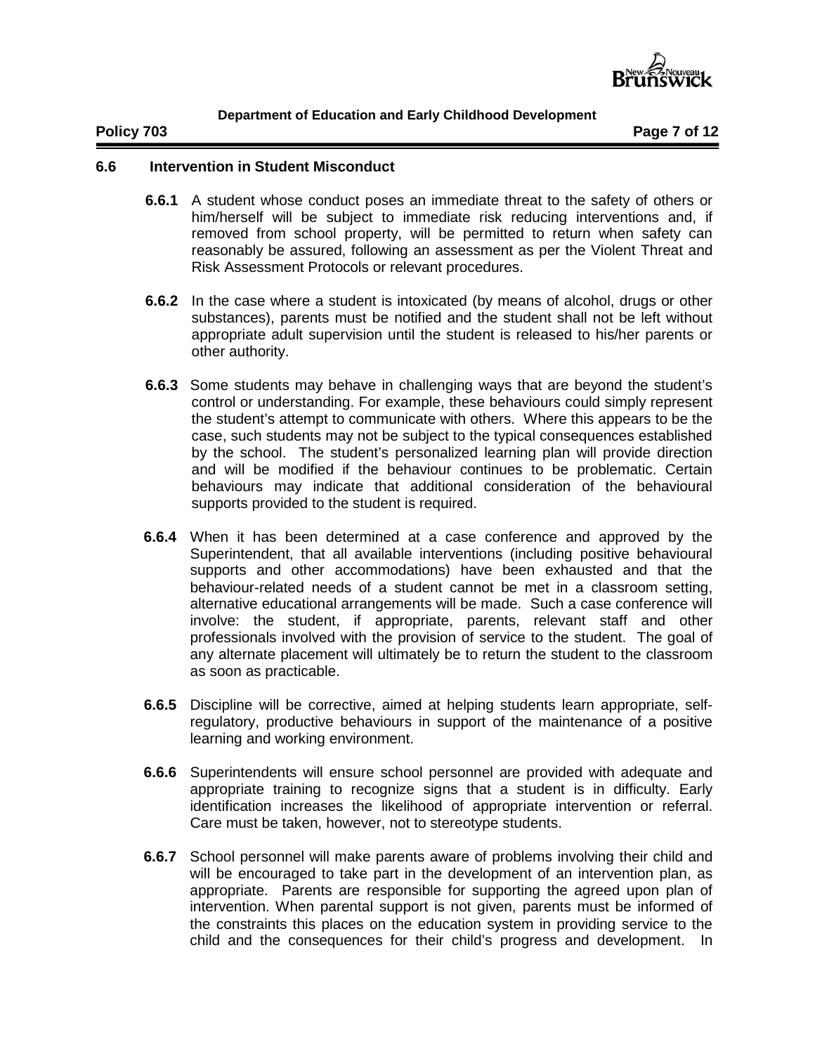## 6.6 Intervention in Student Misconduct

**6.6.1** A student whose conduct poses an immediate threat to the safety of others or him/herself will be subject to immediate risk reducing interventions and, if removed from school property, will be permitted to return when safety can reasonably be assured, following an assessment as per the Violent Threat and Risk Assessment Protocols or relevant procedures.

**6.6.2** In the case where a student is intoxicated (by means of alcohol, drugs or other substances), parents must be notified and the student shall not be left without appropriate adult supervision until the student is released to his/her parents or other authority.

**6.6.3** Some students may behave in challenging ways that are beyond the student's control or understanding. For example, these behaviours could simply represent the student's attempt to communicate with others. Where this appears to be the case, such students may not be subject to the typical consequences established by the school. The student's personalized learning plan will provide direction and will be modified if the behaviour continues to be problematic. Certain behaviours may indicate that additional consideration of the behavioural supports provided to the student is required.

**6.6.4** When it has been determined at a case conference and approved by the Superintendent, that all available interventions (including positive behavioural supports and other accommodations) have been exhausted and that the behaviour-related needs of a student cannot be met in a classroom setting, alternative educational arrangements will be made. Such a case conference will involve: the student, if appropriate, parents, relevant staff and other professionals involved with the provision of service to the student. The goal of any alternate placement will ultimately be to return the student to the classroom as soon as practicable.

**6.6.5** Discipline will be corrective, aimed at helping students learn appropriate, self-regulatory, productive behaviours in support of the maintenance of a positive learning and working environment.

**6.6.6** Superintendents will ensure school personnel are provided with adequate and appropriate training to recognize signs that a student is in difficulty. Early identification increases the likelihood of appropriate intervention or referral. Care must be taken, however, not to stereotype students.

**6.6.7** School personnel will make parents aware of problems involving their child and will be encouraged to take part in the development of an intervention plan, as appropriate. Parents are responsible for supporting the agreed upon plan of intervention. When parental support is not given, parents must be informed of the constraints this places on the education system in providing service to the child and the consequences for their child's progress and development. In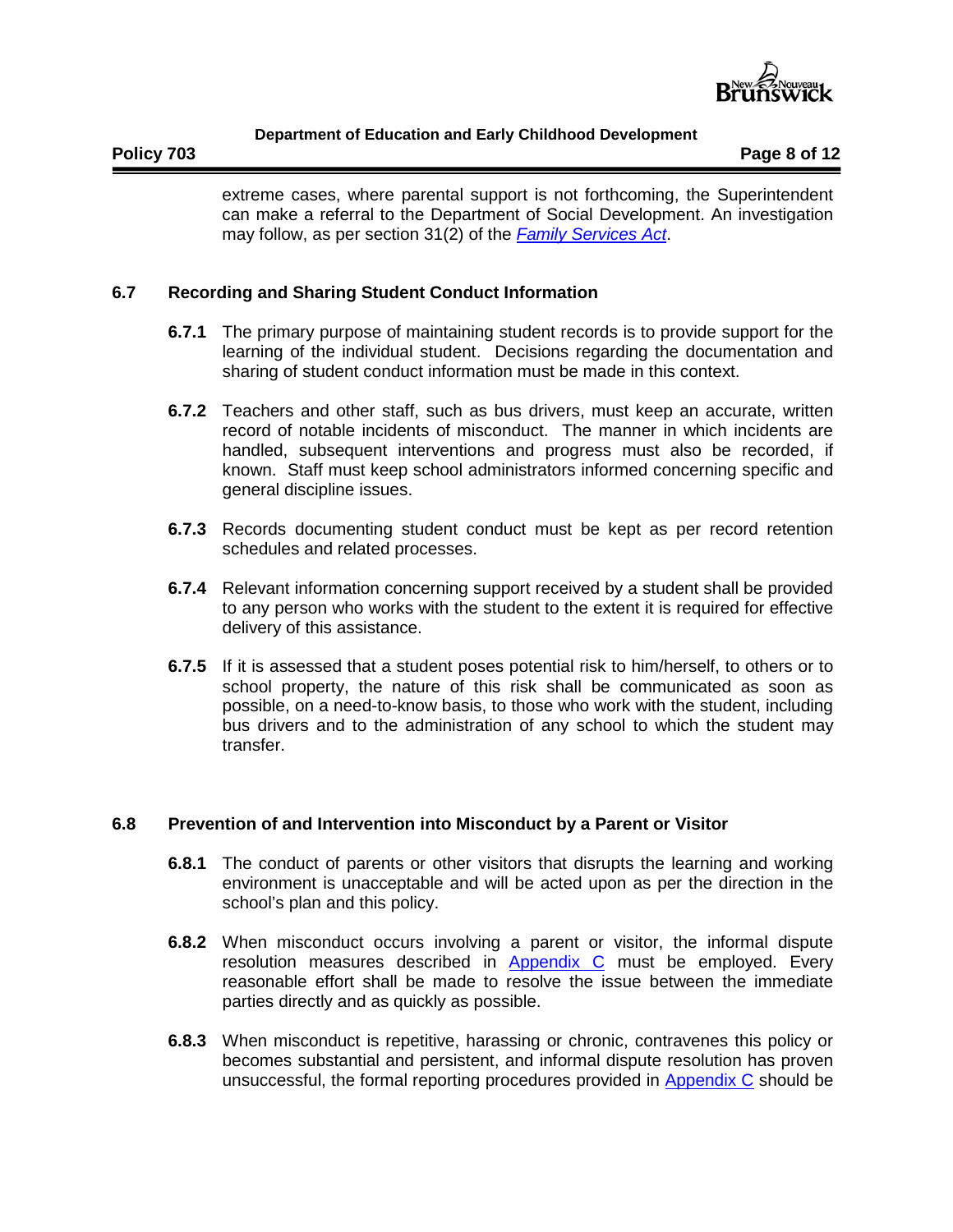extreme cases, where parental support is not forthcoming, the Superintendent can make a referral to the Department of Social Development. An investigation may follow, as per section 31(2) of the *Family Services Act*.

## 6.7 Recording and Sharing Student Conduct Information

**6.7.1** The primary purpose of maintaining student records is to provide support for the learning of the individual student. Decisions regarding the documentation and sharing of student conduct information must be made in this context.

**6.7.2** Teachers and other staff, such as bus drivers, must keep an accurate, written record of notable incidents of misconduct. The manner in which incidents are handled, subsequent interventions and progress must also be recorded, if known. Staff must keep school administrators informed concerning specific and general discipline issues.

**6.7.3** Records documenting student conduct must be kept as per record retention schedules and related processes.

**6.7.4** Relevant information concerning support received by a student shall be provided to any person who works with the student to the extent it is required for effective delivery of this assistance.

**6.7.5** If it is assessed that a student poses potential risk to him/herself, to others or to school property, the nature of this risk shall be communicated as soon as possible, on a need-to-know basis, to those who work with the student, including bus drivers and to the administration of any school to which the student may transfer.

## 6.8 Prevention of and Intervention into Misconduct by a Parent or Visitor

**6.8.1** The conduct of parents or other visitors that disrupts the learning and working environment is unacceptable and will be acted upon as per the direction in the school's plan and this policy.

**6.8.2** When misconduct occurs involving a parent or visitor, the informal dispute resolution measures described in Appendix C must be employed. Every reasonable effort shall be made to resolve the issue between the immediate parties directly and as quickly as possible.

**6.8.3** When misconduct is repetitive, harassing or chronic, contravenes this policy or becomes substantial and persistent, and informal dispute resolution has proven unsuccessful, the formal reporting procedures provided in Appendix C should be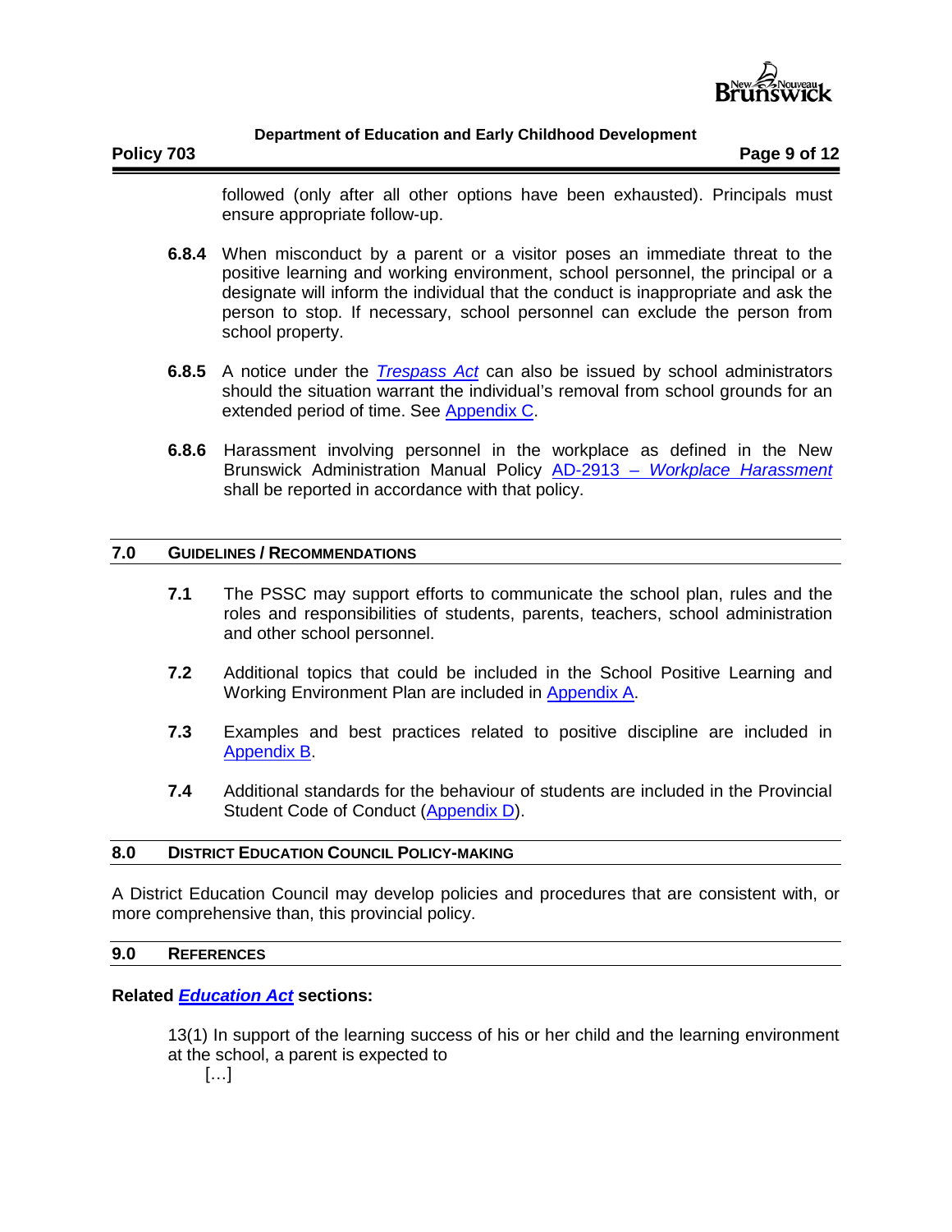followed (only after all other options have been exhausted). Principals must ensure appropriate follow-up.

**6.8.4** When misconduct by a parent or a visitor poses an immediate threat to the positive learning and working environment, school personnel, the principal or a designate will inform the individual that the conduct is inappropriate and ask the person to stop. If necessary, school personnel can exclude the person from school property.

**6.8.5** A notice under the *Trespass Act* can also be issued by school administrators should the situation warrant the individual's removal from school grounds for an extended period of time. See Appendix C.

**6.8.6** Harassment involving personnel in the workplace as defined in the New Brunswick Administration Manual Policy AD-2913 – *Workplace Harassment* shall be reported in accordance with that policy.

## 7.0 GUIDELINES / RECOMMENDATIONS

**7.1** The PSSC may support efforts to communicate the school plan, rules and the roles and responsibilities of students, parents, teachers, school administration and other school personnel.

**7.2** Additional topics that could be included in the School Positive Learning and Working Environment Plan are included in Appendix A.

**7.3** Examples and best practices related to positive discipline are included in Appendix B.

**7.4** Additional standards for the behaviour of students are included in the Provincial Student Code of Conduct (Appendix D).

## 8.0 DISTRICT EDUCATION COUNCIL POLICY-MAKING

A District Education Council may develop policies and procedures that are consistent with, or more comprehensive than, this provincial policy.

## 9.0 REFERENCES

**Related *Education Act* sections:**

13(1) In support of the learning success of his or her child and the learning environment at the school, a parent is expected to

[…]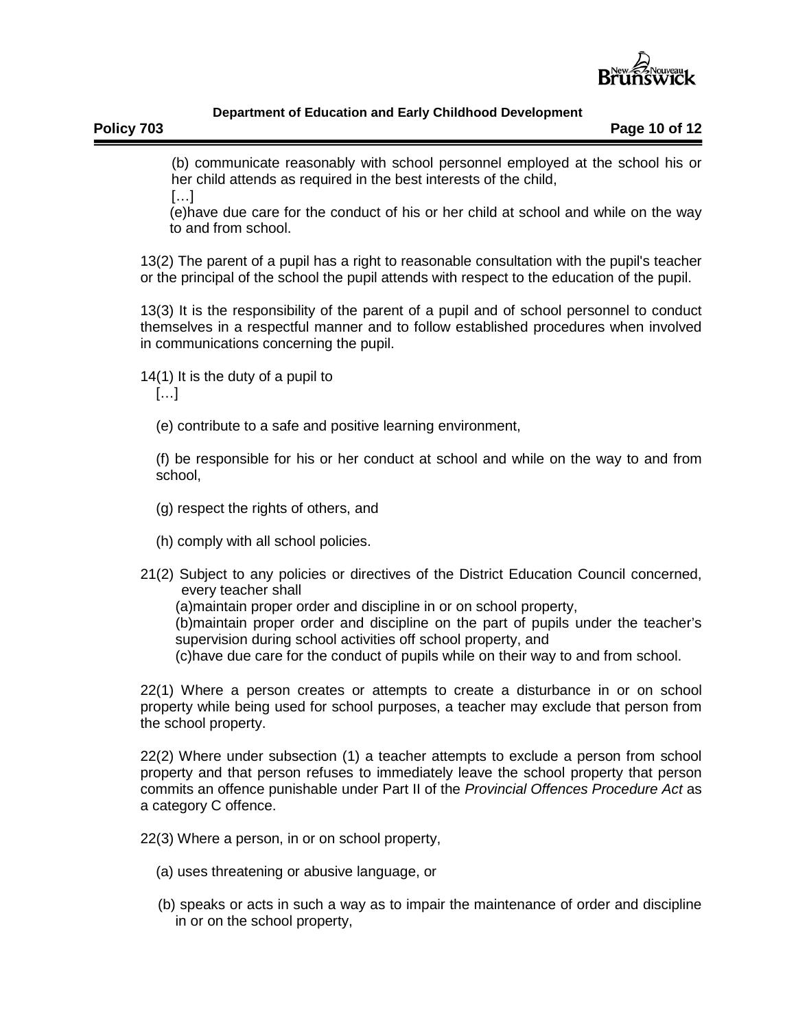(b) communicate reasonably with school personnel employed at the school his or her child attends as required in the best interests of the child,

[…]

(e)have due care for the conduct of his or her child at school and while on the way to and from school.

13(2) The parent of a pupil has a right to reasonable consultation with the pupil's teacher or the principal of the school the pupil attends with respect to the education of the pupil.

13(3) It is the responsibility of the parent of a pupil and of school personnel to conduct themselves in a respectful manner and to follow established procedures when involved in communications concerning the pupil.

14(1) It is the duty of a pupil to

[…]

(e) contribute to a safe and positive learning environment,

(f) be responsible for his or her conduct at school and while on the way to and from school,

(g) respect the rights of others, and

(h) comply with all school policies.

21(2) Subject to any policies or directives of the District Education Council concerned, every teacher shall

(a)maintain proper order and discipline in or on school property,

(b)maintain proper order and discipline on the part of pupils under the teacher's supervision during school activities off school property, and

(c)have due care for the conduct of pupils while on their way to and from school.

22(1) Where a person creates or attempts to create a disturbance in or on school property while being used for school purposes, a teacher may exclude that person from the school property.

22(2) Where under subsection (1) a teacher attempts to exclude a person from school property and that person refuses to immediately leave the school property that person commits an offence punishable under Part II of the *Provincial Offences Procedure Act* as a category C offence.

22(3) Where a person, in or on school property,

(a) uses threatening or abusive language, or

(b) speaks or acts in such a way as to impair the maintenance of order and discipline in or on the school property,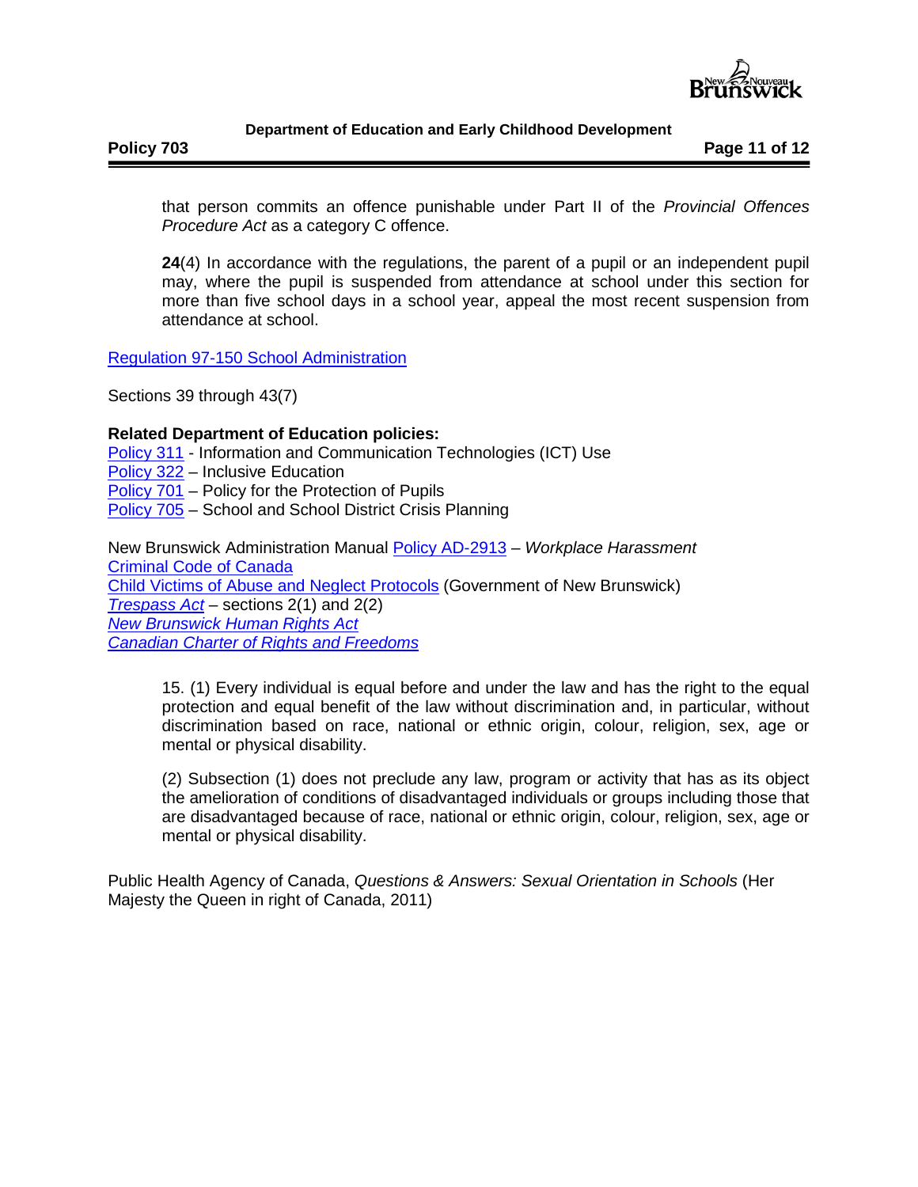that person commits an offence punishable under Part II of the *Provincial Offences Procedure Act* as a category C offence.

**24**(4) In accordance with the regulations, the parent of a pupil or an independent pupil may, where the pupil is suspended from attendance at school under this section for more than five school days in a school year, appeal the most recent suspension from attendance at school.

Regulation 97-150 School Administration

Sections 39 through 43(7)

**Related Department of Education policies:**
Policy 311 - Information and Communication Technologies (ICT) Use
Policy 322 – Inclusive Education
Policy 701 – Policy for the Protection of Pupils
Policy 705 – School and School District Crisis Planning

New Brunswick Administration Manual Policy AD-2913 – *Workplace Harassment*
Criminal Code of Canada
Child Victims of Abuse and Neglect Protocols (Government of New Brunswick)
*Trespass Act* – sections 2(1) and 2(2)
*New Brunswick Human Rights Act*
*Canadian Charter of Rights and Freedoms*

15. (1) Every individual is equal before and under the law and has the right to the equal protection and equal benefit of the law without discrimination and, in particular, without discrimination based on race, national or ethnic origin, colour, religion, sex, age or mental or physical disability.

(2) Subsection (1) does not preclude any law, program or activity that has as its object the amelioration of conditions of disadvantaged individuals or groups including those that are disadvantaged because of race, national or ethnic origin, colour, religion, sex, age or mental or physical disability.

Public Health Agency of Canada, *Questions & Answers: Sexual Orientation in Schools* (Her Majesty the Queen in right of Canada, 2011)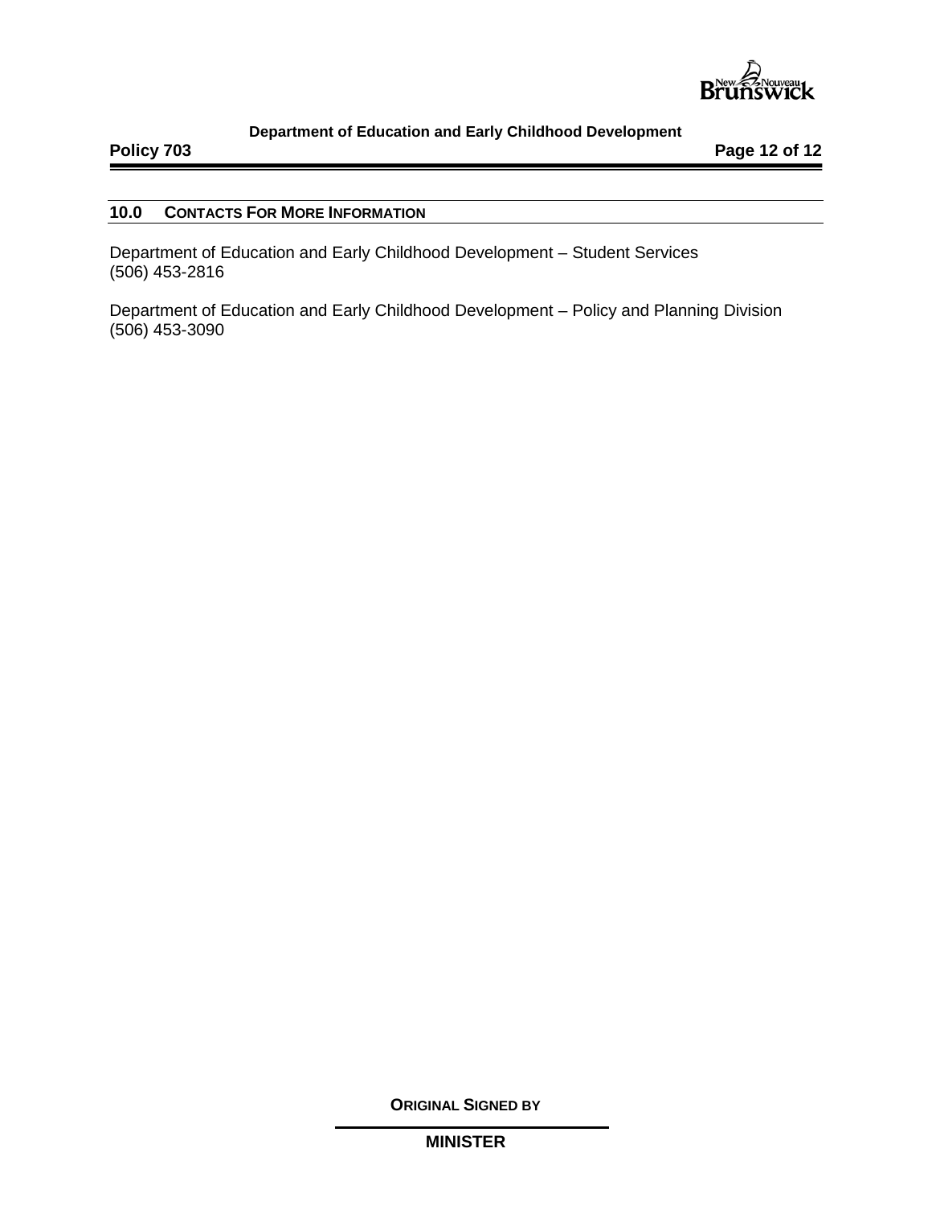## 10.0 CONTACTS FOR MORE INFORMATION

Department of Education and Early Childhood Development – Student Services
(506) 453-2816

Department of Education and Early Childhood Development – Policy and Planning Division
(506) 453-3090

**ORIGINAL SIGNED BY**

**MINISTER**